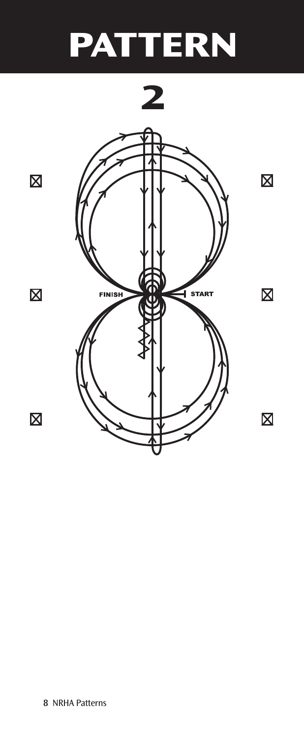# PATTERN

## 2

FINISH

START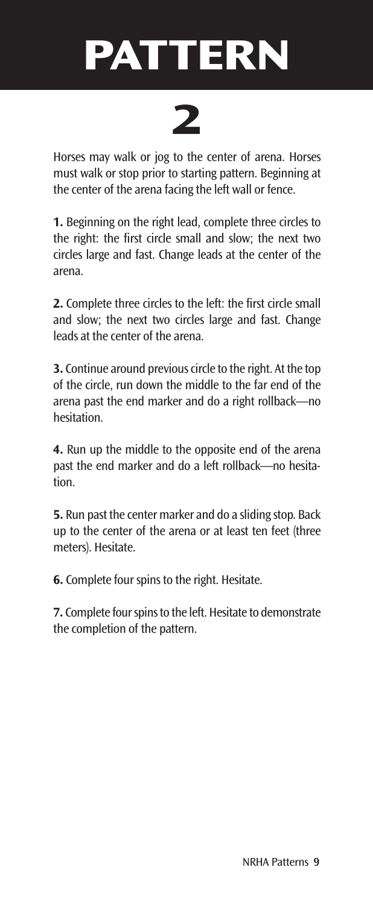# PATTERN

## 2

Horses may walk or jog to the center of arena. Horses must walk or stop prior to starting pattern. Beginning at the center of the arena facing the left wall or fence.

**1.** Beginning on the right lead, complete three circles to the right: the first circle small and slow; the next two circles large and fast. Change leads at the center of the arena.

**2.** Complete three circles to the left: the first circle small and slow; the next two circles large and fast. Change leads at the center of the arena.

**3.** Continue around previous circle to the right. At the top of the circle, run down the middle to the far end of the arena past the end marker and do a right rollback—no hesitation.

**4.** Run up the middle to the opposite end of the arena past the end marker and do a left rollback—no hesitation.

**5.** Run past the center marker and do a sliding stop. Back up to the center of the arena or at least ten feet (three meters). Hesitate.

**6.** Complete four spins to the right. Hesitate.

**7.** Complete four spins to the left. Hesitate to demonstrate the completion of the pattern.